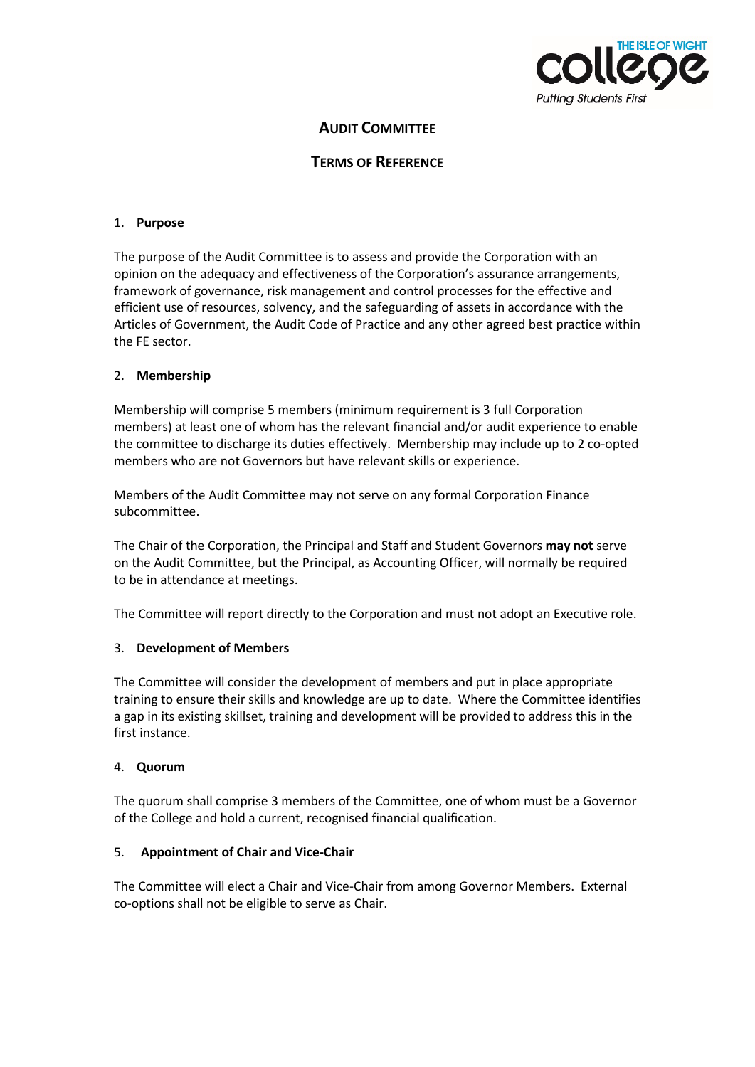# Audit Committee

## Terms of Reference

### 1. Purpose

The purpose of the Audit Committee is to assess and provide the Corporation with an opinion on the adequacy and effectiveness of the Corporation's assurance arrangements, framework of governance, risk management and control processes for the effective and efficient use of resources, solvency, and the safeguarding of assets in accordance with the Articles of Government, the Audit Code of Practice and any other agreed best practice within the FE sector.

### 2. Membership

Membership will comprise 5 members (minimum requirement is 3 full Corporation members) at least one of whom has the relevant financial and/or audit experience to enable the committee to discharge its duties effectively. Membership may include up to 2 co-opted members who are not Governors but have relevant skills or experience.

Members of the Audit Committee may not serve on any formal Corporation Finance subcommittee.

The Chair of the Corporation, the Principal and Staff and Student Governors **may not** serve on the Audit Committee, but the Principal, as Accounting Officer, will normally be required to be in attendance at meetings.

The Committee will report directly to the Corporation and must not adopt an Executive role.

### 3. Development of Members

The Committee will consider the development of members and put in place appropriate training to ensure their skills and knowledge are up to date. Where the Committee identifies a gap in its existing skillset, training and development will be provided to address this in the first instance.

### 4. Quorum

The quorum shall comprise 3 members of the Committee, one of whom must be a Governor of the College and hold a current, recognised financial qualification.

### 5. Appointment of Chair and Vice-Chair

The Committee will elect a Chair and Vice-Chair from among Governor Members. External co-options shall not be eligible to serve as Chair.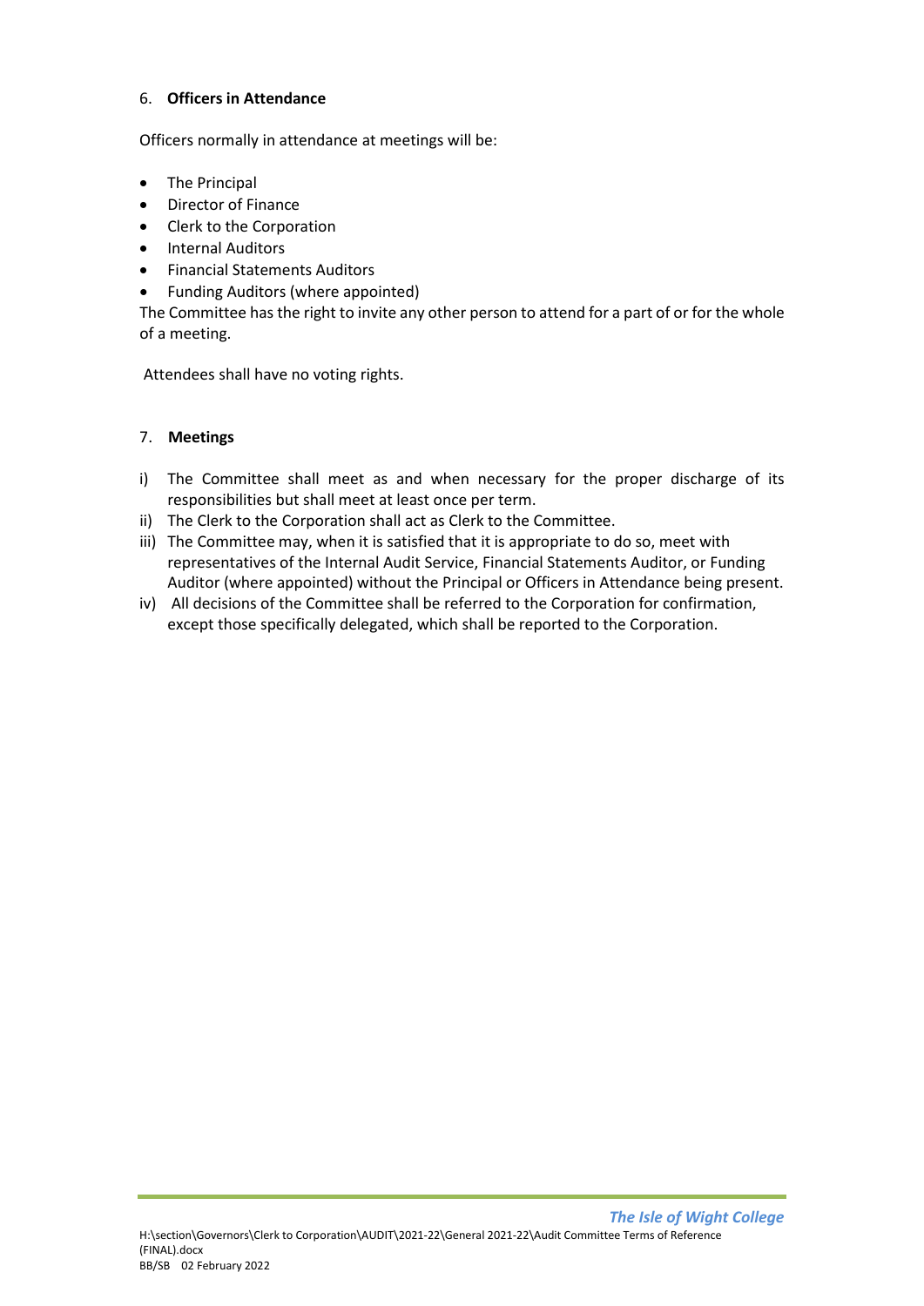6. **Officers in Attendance**

Officers normally in attendance at meetings will be:

- The Principal
- Director of Finance
- Clerk to the Corporation
- Internal Auditors
- Financial Statements Auditors
- Funding Auditors (where appointed)

The Committee has the right to invite any other person to attend for a part of or for the whole of a meeting.

Attendees shall have no voting rights.

7. **Meetings**

i) The Committee shall meet as and when necessary for the proper discharge of its responsibilities but shall meet at least once per term.

ii) The Clerk to the Corporation shall act as Clerk to the Committee.

iii) The Committee may, when it is satisfied that it is appropriate to do so, meet with representatives of the Internal Audit Service, Financial Statements Auditor, or Funding Auditor (where appointed) without the Principal or Officers in Attendance being present.

iv) All decisions of the Committee shall be referred to the Corporation for confirmation, except those specifically delegated, which shall be reported to the Corporation.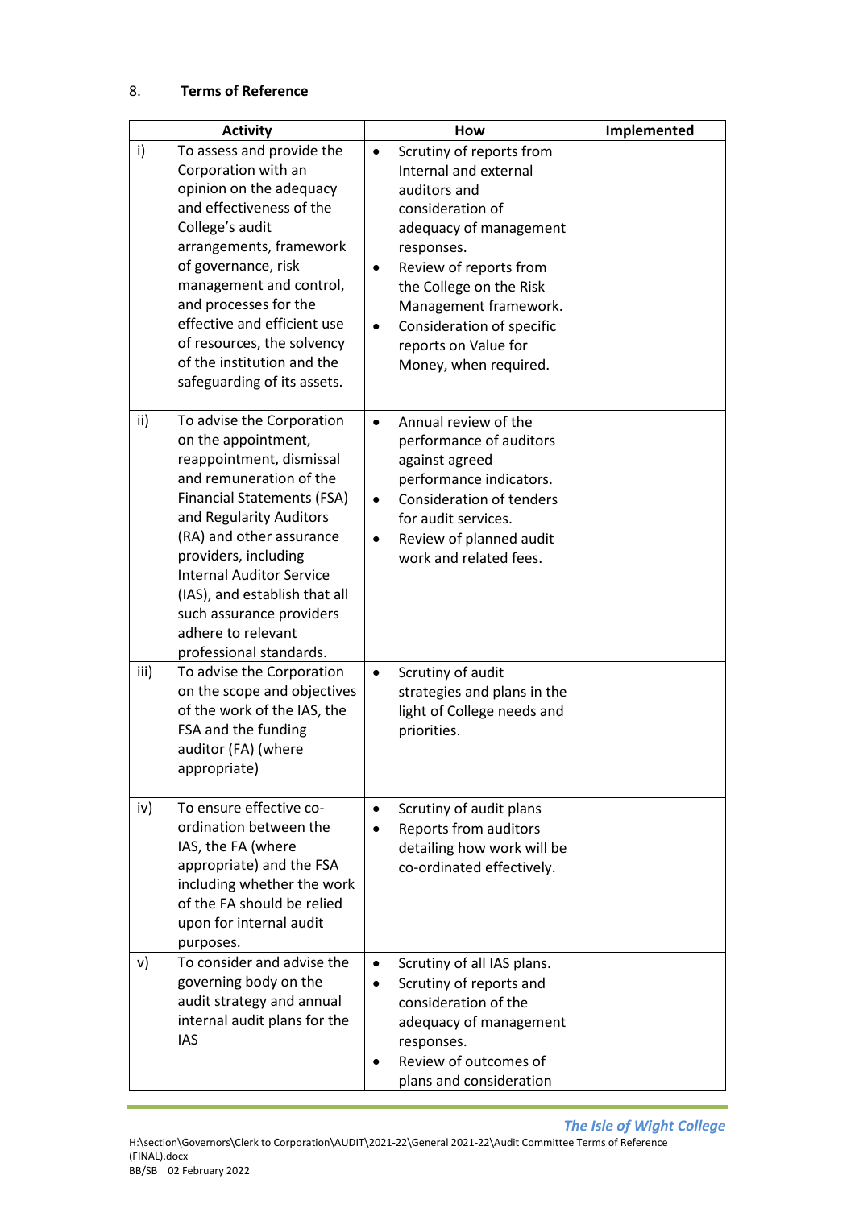## 8. Terms of Reference

| | Activity | How | Implemented |
|---|---|---|---|
| i) | To assess and provide the Corporation with an opinion on the adequacy and effectiveness of the College's audit arrangements, framework of governance, risk management and control, and processes for the effective and efficient use of resources, the solvency of the institution and the safeguarding of its assets. | • Scrutiny of reports from Internal and external auditors and consideration of adequacy of management responses.<br>• Review of reports from the College on the Risk Management framework.<br>• Consideration of specific reports on Value for Money, when required. | |
| ii) | To advise the Corporation on the appointment, reappointment, dismissal and remuneration of the Financial Statements (FSA) and Regularity Auditors (RA) and other assurance providers, including Internal Auditor Service (IAS), and establish that all such assurance providers adhere to relevant professional standards. | • Annual review of the performance of auditors against agreed performance indicators.<br>• Consideration of tenders for audit services.<br>• Review of planned audit work and related fees. | |
| iii) | To advise the Corporation on the scope and objectives of the work of the IAS, the FSA and the funding auditor (FA) (where appropriate) | • Scrutiny of audit strategies and plans in the light of College needs and priorities. | |
| iv) | To ensure effective co-ordination between the IAS, the FA (where appropriate) and the FSA including whether the work of the FA should be relied upon for internal audit purposes. | • Scrutiny of audit plans<br>• Reports from auditors detailing how work will be co-ordinated effectively. | |
| v) | To consider and advise the governing body on the audit strategy and annual internal audit plans for the IAS | • Scrutiny of all IAS plans.<br>• Scrutiny of reports and consideration of the adequacy of management responses.<br>• Review of outcomes of plans and consideration | |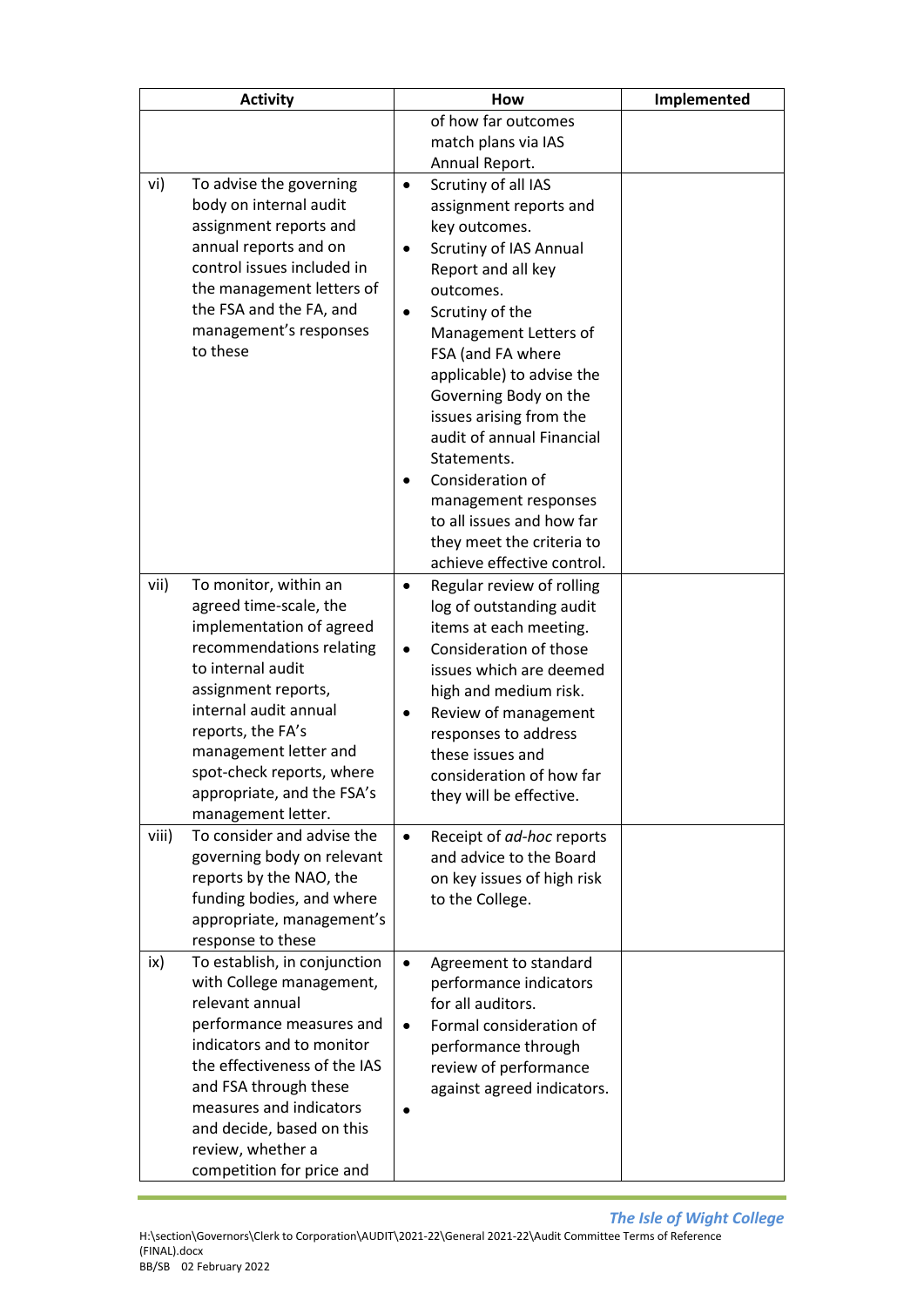| Activity | How | Implemented |
| --- | --- | --- |
| | of how far outcomes match plans via IAS Annual Report. | |
| vi) To advise the governing body on internal audit assignment reports and annual reports and on control issues included in the management letters of the FSA and the FA, and management's responses to these | • Scrutiny of all IAS assignment reports and key outcomes.<br>• Scrutiny of IAS Annual Report and all key outcomes.<br>• Scrutiny of the Management Letters of FSA (and FA where applicable) to advise the Governing Body on the issues arising from the audit of annual Financial Statements.<br>• Consideration of management responses to all issues and how far they meet the criteria to achieve effective control. | |
| vii) To monitor, within an agreed time-scale, the implementation of agreed recommendations relating to internal audit assignment reports, internal audit annual reports, the FA's management letter and spot-check reports, where appropriate, and the FSA's management letter. | • Regular review of rolling log of outstanding audit items at each meeting.<br>• Consideration of those issues which are deemed high and medium risk.<br>• Review of management responses to address these issues and consideration of how far they will be effective. | |
| viii) To consider and advise the governing body on relevant reports by the NAO, the funding bodies, and where appropriate, management's response to these | • Receipt of *ad-hoc* reports and advice to the Board on key issues of high risk to the College. | |
| ix) To establish, in conjunction with College management, relevant annual performance measures and indicators and to monitor the effectiveness of the IAS and FSA through these measures and indicators and decide, based on this review, whether a competition for price and | • Agreement to standard performance indicators for all auditors.<br>• Formal consideration of performance through review of performance against agreed indicators.<br>• | |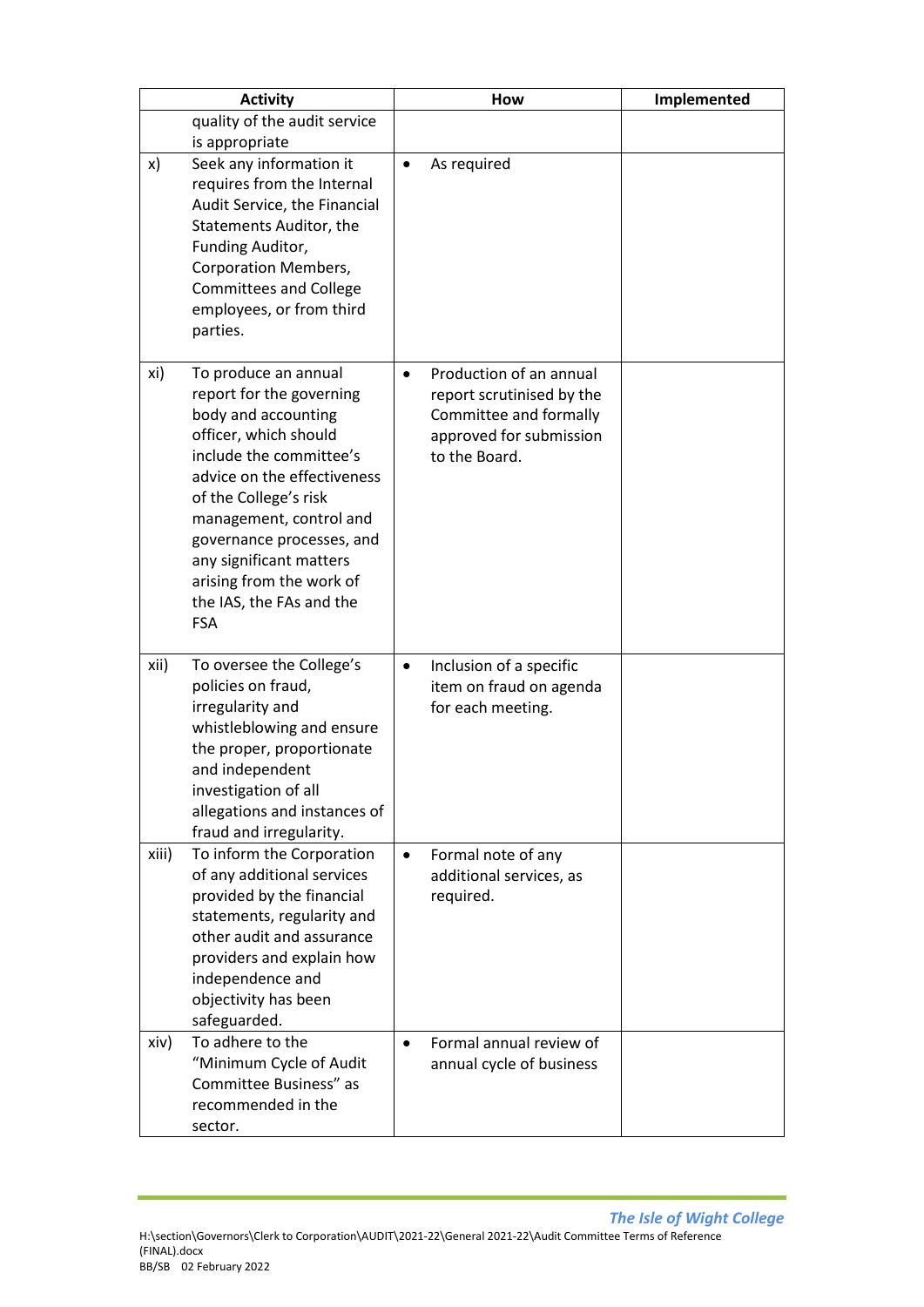| | Activity | How | Implemented |
|---|---|---|---|
| | quality of the audit service is appropriate | | |
| x) | Seek any information it requires from the Internal Audit Service, the Financial Statements Auditor, the Funding Auditor, Corporation Members, Committees and College employees, or from third parties. | • As required | |
| xi) | To produce an annual report for the governing body and accounting officer, which should include the committee's advice on the effectiveness of the College's risk management, control and governance processes, and any significant matters arising from the work of the IAS, the FAs and the FSA | • Production of an annual report scrutinised by the Committee and formally approved for submission to the Board. | |
| xii) | To oversee the College's policies on fraud, irregularity and whistleblowing and ensure the proper, proportionate and independent investigation of all allegations and instances of fraud and irregularity. | • Inclusion of a specific item on fraud on agenda for each meeting. | |
| xiii) | To inform the Corporation of any additional services provided by the financial statements, regularity and other audit and assurance providers and explain how independence and objectivity has been safeguarded. | • Formal note of any additional services, as required. | |
| xiv) | To adhere to the "Minimum Cycle of Audit Committee Business" as recommended in the sector. | • Formal annual review of annual cycle of business | |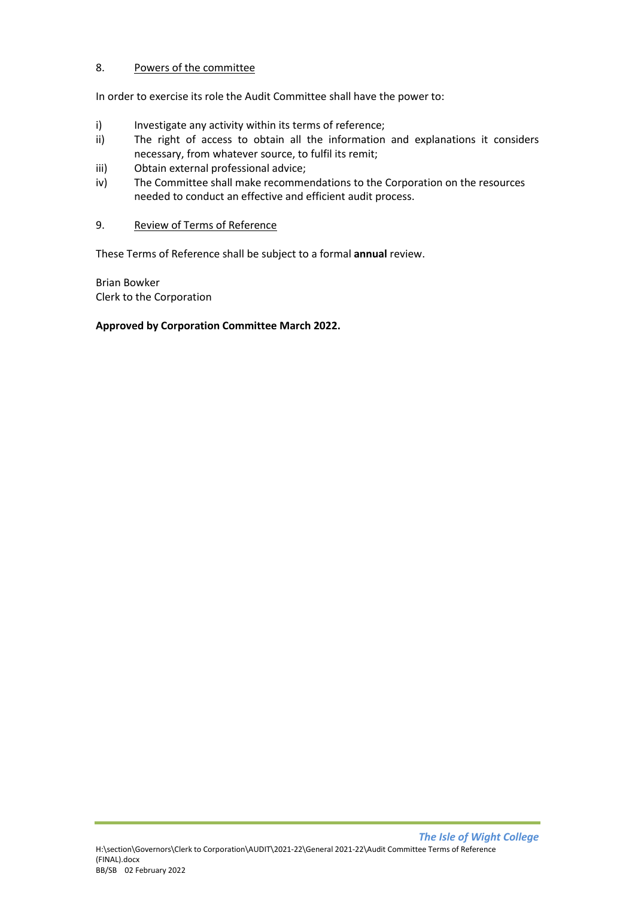8. Powers of the committee

In order to exercise its role the Audit Committee shall have the power to:

i) Investigate any activity within its terms of reference;
ii) The right of access to obtain all the information and explanations it considers necessary, from whatever source, to fulfil its remit;
iii) Obtain external professional advice;
iv) The Committee shall make recommendations to the Corporation on the resources needed to conduct an effective and efficient audit process.

9. Review of Terms of Reference

These Terms of Reference shall be subject to a formal **annual** review.

Brian Bowker
Clerk to the Corporation

**Approved by Corporation Committee March 2022.**